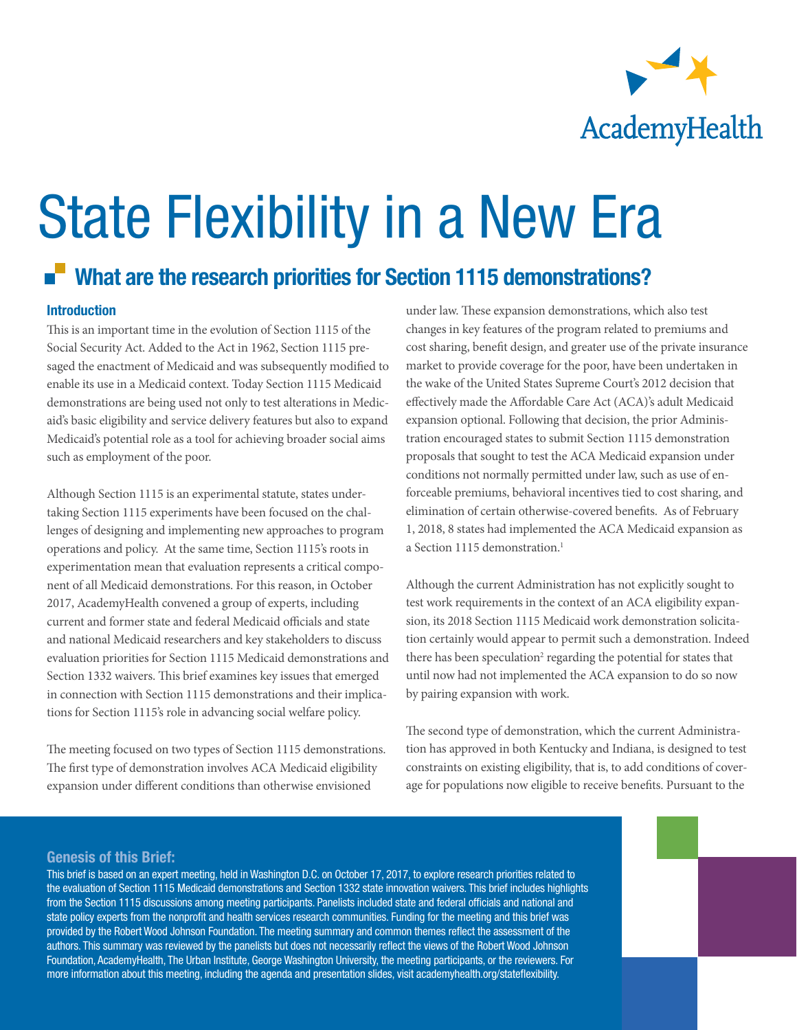AcademyHealth

# State Flexibility in a New Era

## What are the research priorities for Section 1115 demonstrations?

### Introduction

This is an important time in the evolution of Section 1115 of the Social Security Act. Added to the Act in 1962, Section 1115 presaged the enactment of Medicaid and was subsequently modified to enable its use in a Medicaid context. Today Section 1115 Medicaid demonstrations are being used not only to test alterations in Medicaid's basic eligibility and service delivery features but also to expand Medicaid's potential role as a tool for achieving broader social aims such as employment of the poor.

Although Section 1115 is an experimental statute, states undertaking Section 1115 experiments have been focused on the challenges of designing and implementing new approaches to program operations and policy. At the same time, Section 1115's roots in experimentation mean that evaluation represents a critical component of all Medicaid demonstrations. For this reason, in October 2017, AcademyHealth convened a group of experts, including current and former state and federal Medicaid officials and state and national Medicaid researchers and key stakeholders to discuss evaluation priorities for Section 1115 Medicaid demonstrations and Section 1332 waivers. This brief examines key issues that emerged in connection with Section 1115 demonstrations and their implications for Section 1115's role in advancing social welfare policy.

The meeting focused on two types of Section 1115 demonstrations. The first type of demonstration involves ACA Medicaid eligibility expansion under different conditions than otherwise envisioned under law. These expansion demonstrations, which also test changes in key features of the program related to premiums and cost sharing, benefit design, and greater use of the private insurance market to provide coverage for the poor, have been undertaken in the wake of the United States Supreme Court's 2012 decision that effectively made the Affordable Care Act (ACA)'s adult Medicaid expansion optional. Following that decision, the prior Administration encouraged states to submit Section 1115 demonstration proposals that sought to test the ACA Medicaid expansion under conditions not normally permitted under law, such as use of enforceable premiums, behavioral incentives tied to cost sharing, and elimination of certain otherwise-covered benefits. As of February 1, 2018, 8 states had implemented the ACA Medicaid expansion as a Section 1115 demonstration.[1]

Although the current Administration has not explicitly sought to test work requirements in the context of an ACA eligibility expansion, its 2018 Section 1115 Medicaid work demonstration solicitation certainly would appear to permit such a demonstration. Indeed there has been speculation[2] regarding the potential for states that until now had not implemented the ACA expansion to do so now by pairing expansion with work.

The second type of demonstration, which the current Administration has approved in both Kentucky and Indiana, is designed to test constraints on existing eligibility, that is, to add conditions of coverage for populations now eligible to receive benefits. Pursuant to the

### Genesis of this Brief:

This brief is based on an expert meeting, held in Washington D.C. on October 17, 2017, to explore research priorities related to the evaluation of Section 1115 Medicaid demonstrations and Section 1332 state innovation waivers. This brief includes highlights from the Section 1115 discussions among meeting participants. Panelists included state and federal officials and national and state policy experts from the nonprofit and health services research communities. Funding for the meeting and this brief was provided by the Robert Wood Johnson Foundation. The meeting summary and common themes reflect the assessment of the authors. This summary was reviewed by the panelists but does not necessarily reflect the views of the Robert Wood Johnson Foundation, AcademyHealth, The Urban Institute, George Washington University, the meeting participants, or the reviewers. For more information about this meeting, including the agenda and presentation slides, visit academyhealth.org/stateflexibility.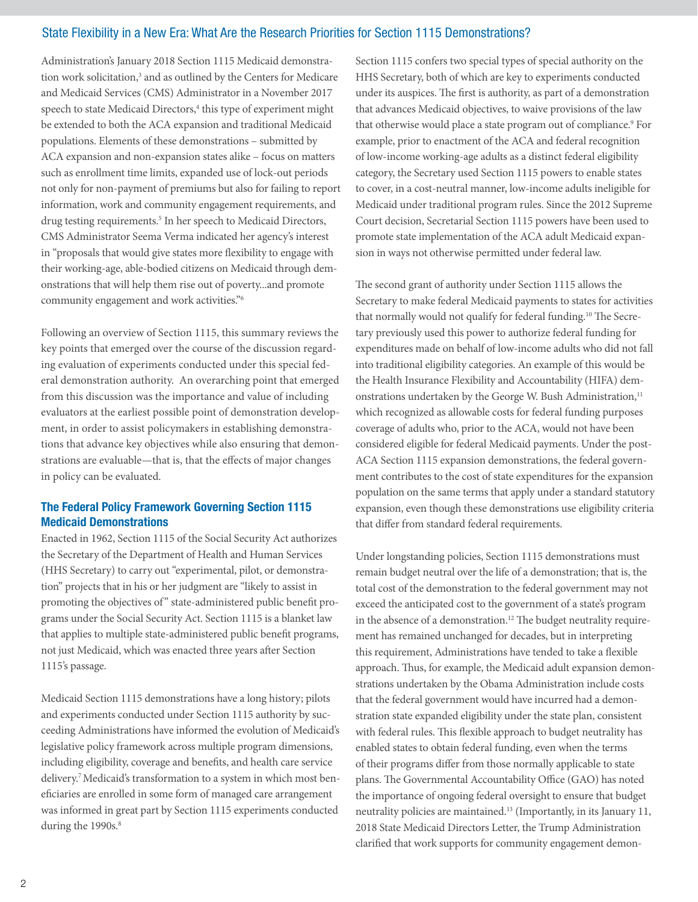Administration's January 2018 Section 1115 Medicaid demonstration work solicitation,[3] and as outlined by the Centers for Medicare and Medicaid Services (CMS) Administrator in a November 2017 speech to state Medicaid Directors,[4] this type of experiment might be extended to both the ACA expansion and traditional Medicaid populations. Elements of these demonstrations – submitted by ACA expansion and non-expansion states alike – focus on matters such as enrollment time limits, expanded use of lock-out periods not only for non-payment of premiums but also for failing to report information, work and community engagement requirements, and drug testing requirements.[5] In her speech to Medicaid Directors, CMS Administrator Seema Verma indicated her agency's interest in "proposals that would give states more flexibility to engage with their working-age, able-bodied citizens on Medicaid through demonstrations that will help them rise out of poverty...and promote community engagement and work activities."[6]

Following an overview of Section 1115, this summary reviews the key points that emerged over the course of the discussion regarding evaluation of experiments conducted under this special federal demonstration authority. An overarching point that emerged from this discussion was the importance and value of including evaluators at the earliest possible point of demonstration development, in order to assist policymakers in establishing demonstrations that advance key objectives while also ensuring that demonstrations are evaluable—that is, that the effects of major changes in policy can be evaluated.

## The Federal Policy Framework Governing Section 1115 Medicaid Demonstrations

Enacted in 1962, Section 1115 of the Social Security Act authorizes the Secretary of the Department of Health and Human Services (HHS Secretary) to carry out "experimental, pilot, or demonstration" projects that in his or her judgment are "likely to assist in promoting the objectives of" state-administered public benefit programs under the Social Security Act. Section 1115 is a blanket law that applies to multiple state-administered public benefit programs, not just Medicaid, which was enacted three years after Section 1115's passage.

Medicaid Section 1115 demonstrations have a long history; pilots and experiments conducted under Section 1115 authority by succeeding Administrations have informed the evolution of Medicaid's legislative policy framework across multiple program dimensions, including eligibility, coverage and benefits, and health care service delivery.[7] Medicaid's transformation to a system in which most beneficiaries are enrolled in some form of managed care arrangement was informed in great part by Section 1115 experiments conducted during the 1990s.[8]

Section 1115 confers two special types of special authority on the HHS Secretary, both of which are key to experiments conducted under its auspices. The first is authority, as part of a demonstration that advances Medicaid objectives, to waive provisions of the law that otherwise would place a state program out of compliance.[9] For example, prior to enactment of the ACA and federal recognition of low-income working-age adults as a distinct federal eligibility category, the Secretary used Section 1115 powers to enable states to cover, in a cost-neutral manner, low-income adults ineligible for Medicaid under traditional program rules. Since the 2012 Supreme Court decision, Secretarial Section 1115 powers have been used to promote state implementation of the ACA adult Medicaid expansion in ways not otherwise permitted under federal law.

The second grant of authority under Section 1115 allows the Secretary to make federal Medicaid payments to states for activities that normally would not qualify for federal funding.[10] The Secretary previously used this power to authorize federal funding for expenditures made on behalf of low-income adults who did not fall into traditional eligibility categories. An example of this would be the Health Insurance Flexibility and Accountability (HIFA) demonstrations undertaken by the George W. Bush Administration,[11] which recognized as allowable costs for federal funding purposes coverage of adults who, prior to the ACA, would not have been considered eligible for federal Medicaid payments. Under the post-ACA Section 1115 expansion demonstrations, the federal government contributes to the cost of state expenditures for the expansion population on the same terms that apply under a standard statutory expansion, even though these demonstrations use eligibility criteria that differ from standard federal requirements.

Under longstanding policies, Section 1115 demonstrations must remain budget neutral over the life of a demonstration; that is, the total cost of the demonstration to the federal government may not exceed the anticipated cost to the government of a state's program in the absence of a demonstration.[12] The budget neutrality requirement has remained unchanged for decades, but in interpreting this requirement, Administrations have tended to take a flexible approach. Thus, for example, the Medicaid adult expansion demonstrations undertaken by the Obama Administration include costs that the federal government would have incurred had a demonstration state expanded eligibility under the state plan, consistent with federal rules. This flexible approach to budget neutrality has enabled states to obtain federal funding, even when the terms of their programs differ from those normally applicable to state plans. The Governmental Accountability Office (GAO) has noted the importance of ongoing federal oversight to ensure that budget neutrality policies are maintained.[13] (Importantly, in its January 11, 2018 State Medicaid Directors Letter, the Trump Administration clarified that work supports for community engagement demon-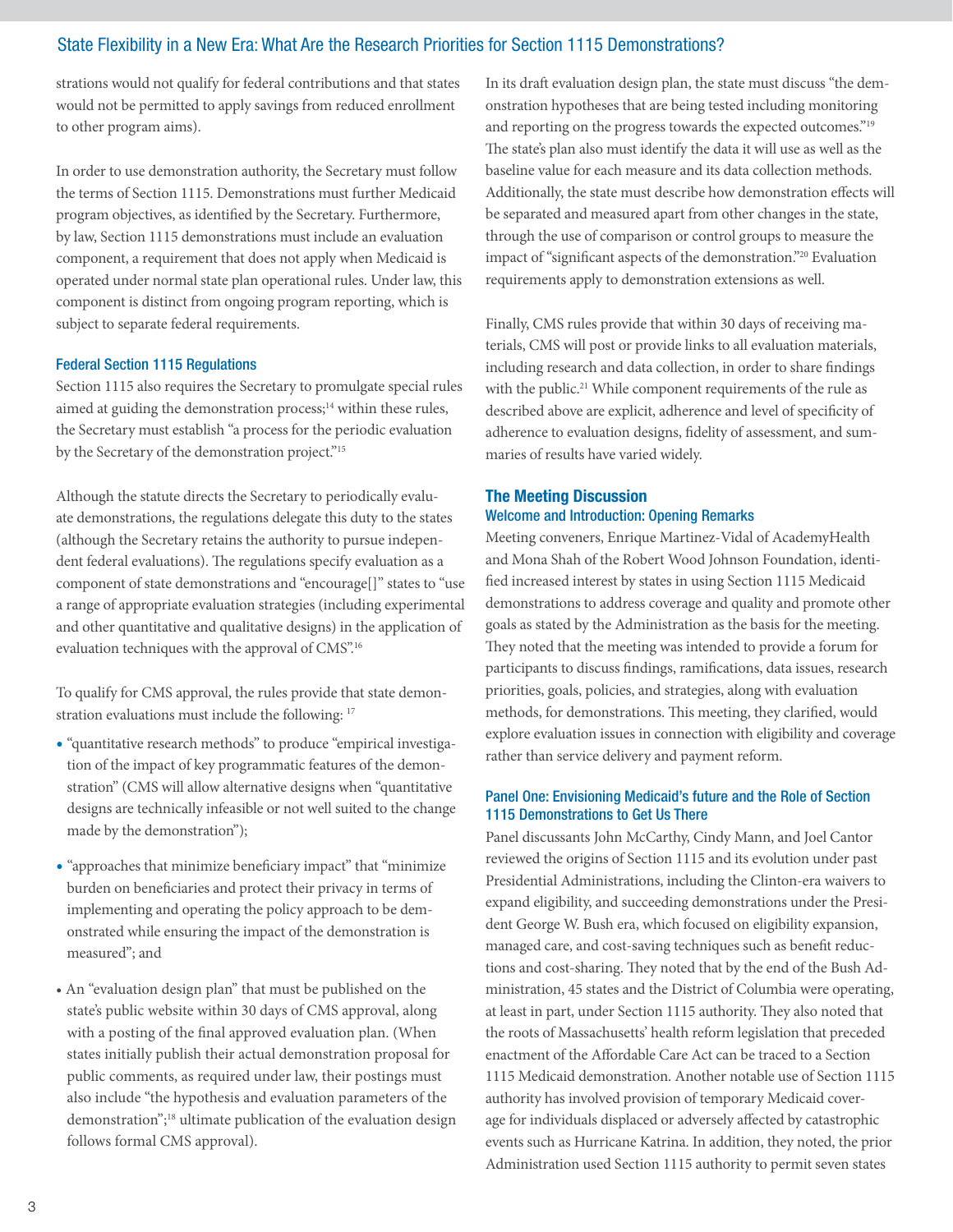strations would not qualify for federal contributions and that states would not be permitted to apply savings from reduced enrollment to other program aims).

In order to use demonstration authority, the Secretary must follow the terms of Section 1115. Demonstrations must further Medicaid program objectives, as identified by the Secretary. Furthermore, by law, Section 1115 demonstrations must include an evaluation component, a requirement that does not apply when Medicaid is operated under normal state plan operational rules. Under law, this component is distinct from ongoing program reporting, which is subject to separate federal requirements.

### Federal Section 1115 Regulations

Section 1115 also requires the Secretary to promulgate special rules aimed at guiding the demonstration process;[14] within these rules, the Secretary must establish "a process for the periodic evaluation by the Secretary of the demonstration project."[15]

Although the statute directs the Secretary to periodically evaluate demonstrations, the regulations delegate this duty to the states (although the Secretary retains the authority to pursue independent federal evaluations). The regulations specify evaluation as a component of state demonstrations and "encourage[]" states to "use a range of appropriate evaluation strategies (including experimental and other quantitative and qualitative designs) in the application of evaluation techniques with the approval of CMS".[16]

To qualify for CMS approval, the rules provide that state demonstration evaluations must include the following: [17]

- "quantitative research methods" to produce "empirical investigation of the impact of key programmatic features of the demonstration" (CMS will allow alternative designs when "quantitative designs are technically infeasible or not well suited to the change made by the demonstration");
- "approaches that minimize beneficiary impact" that "minimize burden on beneficiaries and protect their privacy in terms of implementing and operating the policy approach to be demonstrated while ensuring the impact of the demonstration is measured"; and
- An "evaluation design plan" that must be published on the state's public website within 30 days of CMS approval, along with a posting of the final approved evaluation plan. (When states initially publish their actual demonstration proposal for public comments, as required under law, their postings must also include "the hypothesis and evaluation parameters of the demonstration";[18] ultimate publication of the evaluation design follows formal CMS approval).

In its draft evaluation design plan, the state must discuss "the demonstration hypotheses that are being tested including monitoring and reporting on the progress towards the expected outcomes."[19] The state's plan also must identify the data it will use as well as the baseline value for each measure and its data collection methods. Additionally, the state must describe how demonstration effects will be separated and measured apart from other changes in the state, through the use of comparison or control groups to measure the impact of "significant aspects of the demonstration."[20] Evaluation requirements apply to demonstration extensions as well.

Finally, CMS rules provide that within 30 days of receiving materials, CMS will post or provide links to all evaluation materials, including research and data collection, in order to share findings with the public.[21] While component requirements of the rule as described above are explicit, adherence and level of specificity of adherence to evaluation designs, fidelity of assessment, and summaries of results have varied widely.

## The Meeting Discussion

### Welcome and Introduction: Opening Remarks

Meeting conveners, Enrique Martinez-Vidal of AcademyHealth and Mona Shah of the Robert Wood Johnson Foundation, identified increased interest by states in using Section 1115 Medicaid demonstrations to address coverage and quality and promote other goals as stated by the Administration as the basis for the meeting. They noted that the meeting was intended to provide a forum for participants to discuss findings, ramifications, data issues, research priorities, goals, policies, and strategies, along with evaluation methods, for demonstrations. This meeting, they clarified, would explore evaluation issues in connection with eligibility and coverage rather than service delivery and payment reform.

### Panel One: Envisioning Medicaid's future and the Role of Section 1115 Demonstrations to Get Us There

Panel discussants John McCarthy, Cindy Mann, and Joel Cantor reviewed the origins of Section 1115 and its evolution under past Presidential Administrations, including the Clinton-era waivers to expand eligibility, and succeeding demonstrations under the President George W. Bush era, which focused on eligibility expansion, managed care, and cost-saving techniques such as benefit reductions and cost-sharing. They noted that by the end of the Bush Administration, 45 states and the District of Columbia were operating, at least in part, under Section 1115 authority. They also noted that the roots of Massachusetts' health reform legislation that preceded enactment of the Affordable Care Act can be traced to a Section 1115 Medicaid demonstration. Another notable use of Section 1115 authority has involved provision of temporary Medicaid coverage for individuals displaced or adversely affected by catastrophic events such as Hurricane Katrina. In addition, they noted, the prior Administration used Section 1115 authority to permit seven states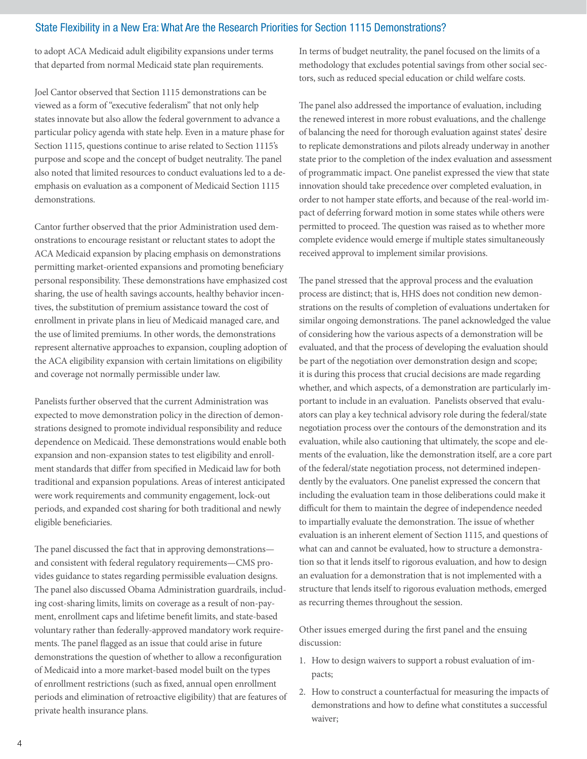to adopt ACA Medicaid adult eligibility expansions under terms that departed from normal Medicaid state plan requirements.

Joel Cantor observed that Section 1115 demonstrations can be viewed as a form of "executive federalism" that not only help states innovate but also allow the federal government to advance a particular policy agenda with state help. Even in a mature phase for Section 1115, questions continue to arise related to Section 1115's purpose and scope and the concept of budget neutrality. The panel also noted that limited resources to conduct evaluations led to a de-emphasis on evaluation as a component of Medicaid Section 1115 demonstrations.

Cantor further observed that the prior Administration used demonstrations to encourage resistant or reluctant states to adopt the ACA Medicaid expansion by placing emphasis on demonstrations permitting market-oriented expansions and promoting beneficiary personal responsibility. These demonstrations have emphasized cost sharing, the use of health savings accounts, healthy behavior incentives, the substitution of premium assistance toward the cost of enrollment in private plans in lieu of Medicaid managed care, and the use of limited premiums. In other words, the demonstrations represent alternative approaches to expansion, coupling adoption of the ACA eligibility expansion with certain limitations on eligibility and coverage not normally permissible under law.

Panelists further observed that the current Administration was expected to move demonstration policy in the direction of demonstrations designed to promote individual responsibility and reduce dependence on Medicaid. These demonstrations would enable both expansion and non-expansion states to test eligibility and enrollment standards that differ from specified in Medicaid law for both traditional and expansion populations. Areas of interest anticipated were work requirements and community engagement, lock-out periods, and expanded cost sharing for both traditional and newly eligible beneficiaries.

The panel discussed the fact that in approving demonstrations—and consistent with federal regulatory requirements—CMS provides guidance to states regarding permissible evaluation designs. The panel also discussed Obama Administration guardrails, including cost-sharing limits, limits on coverage as a result of non-payment, enrollment caps and lifetime benefit limits, and state-based voluntary rather than federally-approved mandatory work requirements. The panel flagged as an issue that could arise in future demonstrations the question of whether to allow a reconfiguration of Medicaid into a more market-based model built on the types of enrollment restrictions (such as fixed, annual open enrollment periods and elimination of retroactive eligibility) that are features of private health insurance plans.

In terms of budget neutrality, the panel focused on the limits of a methodology that excludes potential savings from other social sectors, such as reduced special education or child welfare costs.

The panel also addressed the importance of evaluation, including the renewed interest in more robust evaluations, and the challenge of balancing the need for thorough evaluation against states' desire to replicate demonstrations and pilots already underway in another state prior to the completion of the index evaluation and assessment of programmatic impact. One panelist expressed the view that state innovation should take precedence over completed evaluation, in order to not hamper state efforts, and because of the real-world impact of deferring forward motion in some states while others were permitted to proceed. The question was raised as to whether more complete evidence would emerge if multiple states simultaneously received approval to implement similar provisions.

The panel stressed that the approval process and the evaluation process are distinct; that is, HHS does not condition new demonstrations on the results of completion of evaluations undertaken for similar ongoing demonstrations. The panel acknowledged the value of considering how the various aspects of a demonstration will be evaluated, and that the process of developing the evaluation should be part of the negotiation over demonstration design and scope; it is during this process that crucial decisions are made regarding whether, and which aspects, of a demonstration are particularly important to include in an evaluation. Panelists observed that evaluators can play a key technical advisory role during the federal/state negotiation process over the contours of the demonstration and its evaluation, while also cautioning that ultimately, the scope and elements of the evaluation, like the demonstration itself, are a core part of the federal/state negotiation process, not determined independently by the evaluators. One panelist expressed the concern that including the evaluation team in those deliberations could make it difficult for them to maintain the degree of independence needed to impartially evaluate the demonstration. The issue of whether evaluation is an inherent element of Section 1115, and questions of what can and cannot be evaluated, how to structure a demonstration so that it lends itself to rigorous evaluation, and how to design an evaluation for a demonstration that is not implemented with a structure that lends itself to rigorous evaluation methods, emerged as recurring themes throughout the session.

Other issues emerged during the first panel and the ensuing discussion:

1. How to design waivers to support a robust evaluation of impacts;
2. How to construct a counterfactual for measuring the impacts of demonstrations and how to define what constitutes a successful waiver;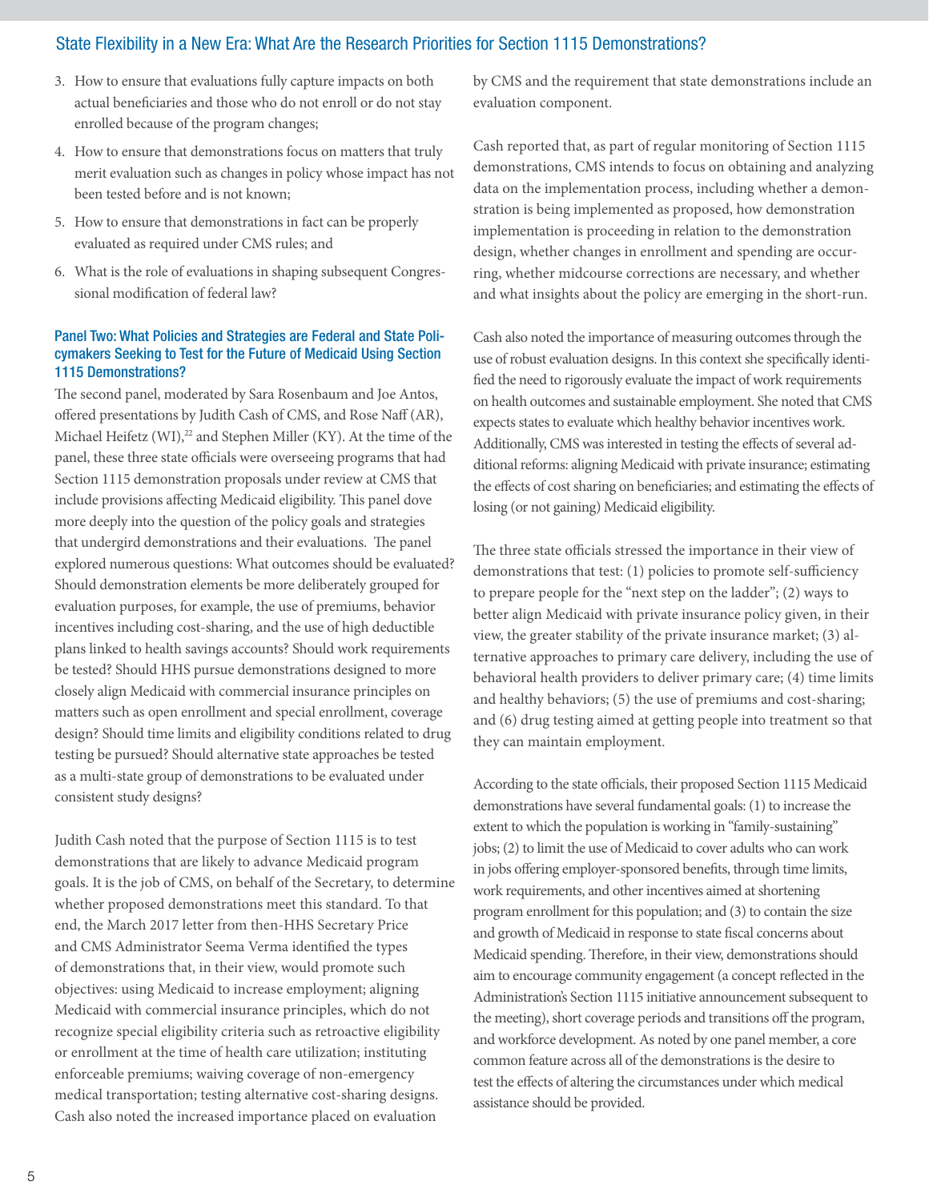3. How to ensure that evaluations fully capture impacts on both actual beneficiaries and those who do not enroll or do not stay enrolled because of the program changes;
4. How to ensure that demonstrations focus on matters that truly merit evaluation such as changes in policy whose impact has not been tested before and is not known;
5. How to ensure that demonstrations in fact can be properly evaluated as required under CMS rules; and
6. What is the role of evaluations in shaping subsequent Congressional modification of federal law?

### Panel Two: What Policies and Strategies are Federal and State Policymakers Seeking to Test for the Future of Medicaid Using Section 1115 Demonstrations?

The second panel, moderated by Sara Rosenbaum and Joe Antos, offered presentations by Judith Cash of CMS, and Rose Naff (AR), Michael Heifetz (WI),[22] and Stephen Miller (KY). At the time of the panel, these three state officials were overseeing programs that had Section 1115 demonstration proposals under review at CMS that include provisions affecting Medicaid eligibility. This panel dove more deeply into the question of the policy goals and strategies that undergird demonstrations and their evaluations. The panel explored numerous questions: What outcomes should be evaluated? Should demonstration elements be more deliberately grouped for evaluation purposes, for example, the use of premiums, behavior incentives including cost-sharing, and the use of high deductible plans linked to health savings accounts? Should work requirements be tested? Should HHS pursue demonstrations designed to more closely align Medicaid with commercial insurance principles on matters such as open enrollment and special enrollment, coverage design? Should time limits and eligibility conditions related to drug testing be pursued? Should alternative state approaches be tested as a multi-state group of demonstrations to be evaluated under consistent study designs?

Judith Cash noted that the purpose of Section 1115 is to test demonstrations that are likely to advance Medicaid program goals. It is the job of CMS, on behalf of the Secretary, to determine whether proposed demonstrations meet this standard. To that end, the March 2017 letter from then-HHS Secretary Price and CMS Administrator Seema Verma identified the types of demonstrations that, in their view, would promote such objectives: using Medicaid to increase employment; aligning Medicaid with commercial insurance principles, which do not recognize special eligibility criteria such as retroactive eligibility or enrollment at the time of health care utilization; instituting enforceable premiums; waiving coverage of non-emergency medical transportation; testing alternative cost-sharing designs. Cash also noted the increased importance placed on evaluation by CMS and the requirement that state demonstrations include an evaluation component.

Cash reported that, as part of regular monitoring of Section 1115 demonstrations, CMS intends to focus on obtaining and analyzing data on the implementation process, including whether a demonstration is being implemented as proposed, how demonstration implementation is proceeding in relation to the demonstration design, whether changes in enrollment and spending are occurring, whether midcourse corrections are necessary, and whether and what insights about the policy are emerging in the short-run.

Cash also noted the importance of measuring outcomes through the use of robust evaluation designs. In this context she specifically identified the need to rigorously evaluate the impact of work requirements on health outcomes and sustainable employment. She noted that CMS expects states to evaluate which healthy behavior incentives work. Additionally, CMS was interested in testing the effects of several additional reforms: aligning Medicaid with private insurance; estimating the effects of cost sharing on beneficiaries; and estimating the effects of losing (or not gaining) Medicaid eligibility.

The three state officials stressed the importance in their view of demonstrations that test: (1) policies to promote self-sufficiency to prepare people for the "next step on the ladder"; (2) ways to better align Medicaid with private insurance policy given, in their view, the greater stability of the private insurance market; (3) alternative approaches to primary care delivery, including the use of behavioral health providers to deliver primary care; (4) time limits and healthy behaviors; (5) the use of premiums and cost-sharing; and (6) drug testing aimed at getting people into treatment so that they can maintain employment.

According to the state officials, their proposed Section 1115 Medicaid demonstrations have several fundamental goals: (1) to increase the extent to which the population is working in "family-sustaining" jobs; (2) to limit the use of Medicaid to cover adults who can work in jobs offering employer-sponsored benefits, through time limits, work requirements, and other incentives aimed at shortening program enrollment for this population; and (3) to contain the size and growth of Medicaid in response to state fiscal concerns about Medicaid spending. Therefore, in their view, demonstrations should aim to encourage community engagement (a concept reflected in the Administration's Section 1115 initiative announcement subsequent to the meeting), short coverage periods and transitions off the program, and workforce development. As noted by one panel member, a core common feature across all of the demonstrations is the desire to test the effects of altering the circumstances under which medical assistance should be provided.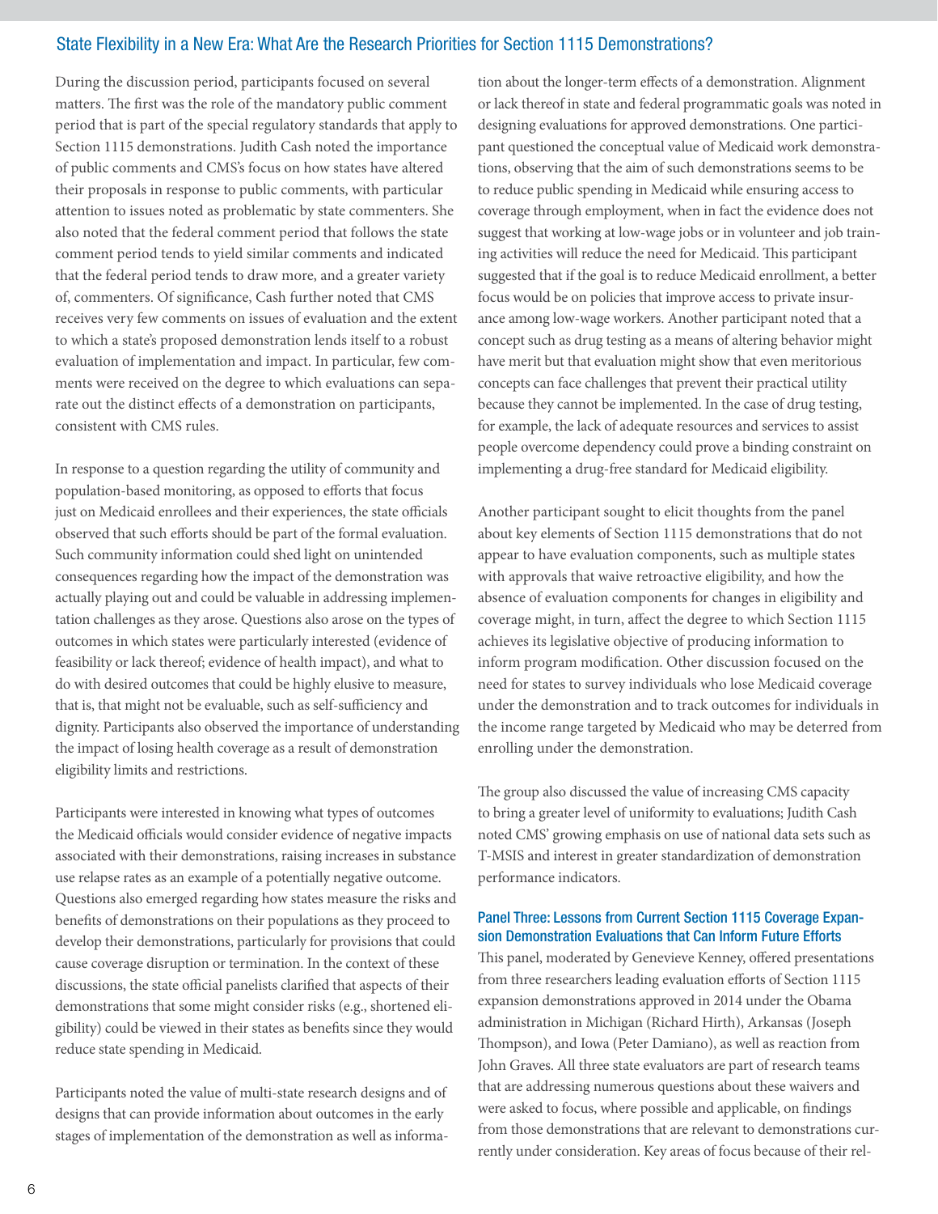During the discussion period, participants focused on several matters. The first was the role of the mandatory public comment period that is part of the special regulatory standards that apply to Section 1115 demonstrations. Judith Cash noted the importance of public comments and CMS's focus on how states have altered their proposals in response to public comments, with particular attention to issues noted as problematic by state commenters. She also noted that the federal comment period that follows the state comment period tends to yield similar comments and indicated that the federal period tends to draw more, and a greater variety of, commenters. Of significance, Cash further noted that CMS receives very few comments on issues of evaluation and the extent to which a state's proposed demonstration lends itself to a robust evaluation of implementation and impact. In particular, few comments were received on the degree to which evaluations can separate out the distinct effects of a demonstration on participants, consistent with CMS rules.

In response to a question regarding the utility of community and population-based monitoring, as opposed to efforts that focus just on Medicaid enrollees and their experiences, the state officials observed that such efforts should be part of the formal evaluation. Such community information could shed light on unintended consequences regarding how the impact of the demonstration was actually playing out and could be valuable in addressing implementation challenges as they arose. Questions also arose on the types of outcomes in which states were particularly interested (evidence of feasibility or lack thereof; evidence of health impact), and what to do with desired outcomes that could be highly elusive to measure, that is, that might not be evaluable, such as self-sufficiency and dignity. Participants also observed the importance of understanding the impact of losing health coverage as a result of demonstration eligibility limits and restrictions.

Participants were interested in knowing what types of outcomes the Medicaid officials would consider evidence of negative impacts associated with their demonstrations, raising increases in substance use relapse rates as an example of a potentially negative outcome. Questions also emerged regarding how states measure the risks and benefits of demonstrations on their populations as they proceed to develop their demonstrations, particularly for provisions that could cause coverage disruption or termination. In the context of these discussions, the state official panelists clarified that aspects of their demonstrations that some might consider risks (e.g., shortened eligibility) could be viewed in their states as benefits since they would reduce state spending in Medicaid.

Participants noted the value of multi-state research designs and of designs that can provide information about outcomes in the early stages of implementation of the demonstration as well as information about the longer-term effects of a demonstration. Alignment or lack thereof in state and federal programmatic goals was noted in designing evaluations for approved demonstrations. One participant questioned the conceptual value of Medicaid work demonstrations, observing that the aim of such demonstrations seems to be to reduce public spending in Medicaid while ensuring access to coverage through employment, when in fact the evidence does not suggest that working at low-wage jobs or in volunteer and job training activities will reduce the need for Medicaid. This participant suggested that if the goal is to reduce Medicaid enrollment, a better focus would be on policies that improve access to private insurance among low-wage workers. Another participant noted that a concept such as drug testing as a means of altering behavior might have merit but that evaluation might show that even meritorious concepts can face challenges that prevent their practical utility because they cannot be implemented. In the case of drug testing, for example, the lack of adequate resources and services to assist people overcome dependency could prove a binding constraint on implementing a drug-free standard for Medicaid eligibility.

Another participant sought to elicit thoughts from the panel about key elements of Section 1115 demonstrations that do not appear to have evaluation components, such as multiple states with approvals that waive retroactive eligibility, and how the absence of evaluation components for changes in eligibility and coverage might, in turn, affect the degree to which Section 1115 achieves its legislative objective of producing information to inform program modification. Other discussion focused on the need for states to survey individuals who lose Medicaid coverage under the demonstration and to track outcomes for individuals in the income range targeted by Medicaid who may be deterred from enrolling under the demonstration.

The group also discussed the value of increasing CMS capacity to bring a greater level of uniformity to evaluations; Judith Cash noted CMS' growing emphasis on use of national data sets such as T-MSIS and interest in greater standardization of demonstration performance indicators.

### Panel Three: Lessons from Current Section 1115 Coverage Expansion Demonstration Evaluations that Can Inform Future Efforts

This panel, moderated by Genevieve Kenney, offered presentations from three researchers leading evaluation efforts of Section 1115 expansion demonstrations approved in 2014 under the Obama administration in Michigan (Richard Hirth), Arkansas (Joseph Thompson), and Iowa (Peter Damiano), as well as reaction from John Graves. All three state evaluators are part of research teams that are addressing numerous questions about these waivers and were asked to focus, where possible and applicable, on findings from those demonstrations that are relevant to demonstrations currently under consideration. Key areas of focus because of their rel-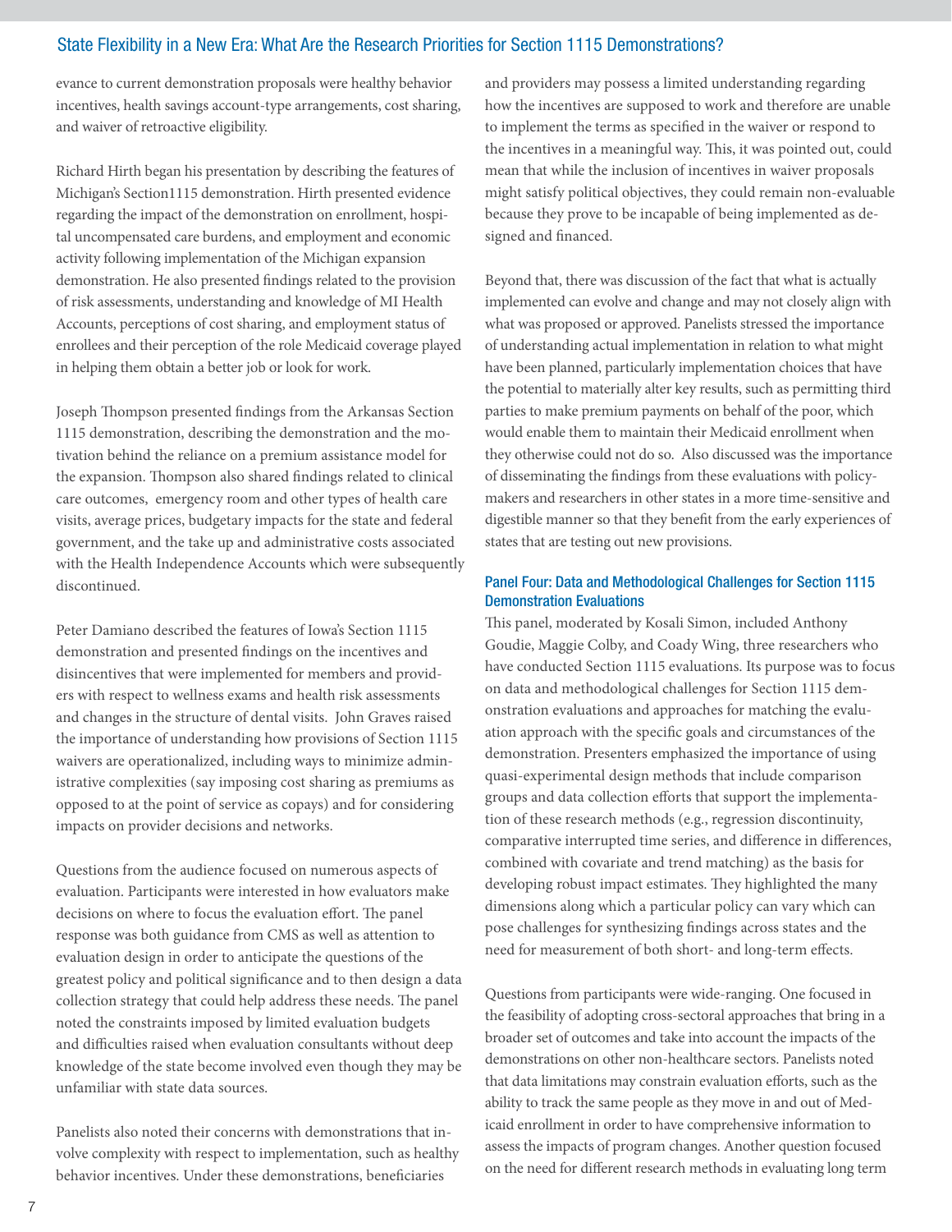evance to current demonstration proposals were healthy behavior incentives, health savings account-type arrangements, cost sharing, and waiver of retroactive eligibility.

Richard Hirth began his presentation by describing the features of Michigan's Section1115 demonstration. Hirth presented evidence regarding the impact of the demonstration on enrollment, hospital uncompensated care burdens, and employment and economic activity following implementation of the Michigan expansion demonstration. He also presented findings related to the provision of risk assessments, understanding and knowledge of MI Health Accounts, perceptions of cost sharing, and employment status of enrollees and their perception of the role Medicaid coverage played in helping them obtain a better job or look for work.

Joseph Thompson presented findings from the Arkansas Section 1115 demonstration, describing the demonstration and the motivation behind the reliance on a premium assistance model for the expansion. Thompson also shared findings related to clinical care outcomes, emergency room and other types of health care visits, average prices, budgetary impacts for the state and federal government, and the take up and administrative costs associated with the Health Independence Accounts which were subsequently discontinued.

Peter Damiano described the features of Iowa's Section 1115 demonstration and presented findings on the incentives and disincentives that were implemented for members and providers with respect to wellness exams and health risk assessments and changes in the structure of dental visits. John Graves raised the importance of understanding how provisions of Section 1115 waivers are operationalized, including ways to minimize administrative complexities (say imposing cost sharing as premiums as opposed to at the point of service as copays) and for considering impacts on provider decisions and networks.

Questions from the audience focused on numerous aspects of evaluation. Participants were interested in how evaluators make decisions on where to focus the evaluation effort. The panel response was both guidance from CMS as well as attention to evaluation design in order to anticipate the questions of the greatest policy and political significance and to then design a data collection strategy that could help address these needs. The panel noted the constraints imposed by limited evaluation budgets and difficulties raised when evaluation consultants without deep knowledge of the state become involved even though they may be unfamiliar with state data sources.

Panelists also noted their concerns with demonstrations that involve complexity with respect to implementation, such as healthy behavior incentives. Under these demonstrations, beneficiaries and providers may possess a limited understanding regarding how the incentives are supposed to work and therefore are unable to implement the terms as specified in the waiver or respond to the incentives in a meaningful way. This, it was pointed out, could mean that while the inclusion of incentives in waiver proposals might satisfy political objectives, they could remain non-evaluable because they prove to be incapable of being implemented as designed and financed.

Beyond that, there was discussion of the fact that what is actually implemented can evolve and change and may not closely align with what was proposed or approved. Panelists stressed the importance of understanding actual implementation in relation to what might have been planned, particularly implementation choices that have the potential to materially alter key results, such as permitting third parties to make premium payments on behalf of the poor, which would enable them to maintain their Medicaid enrollment when they otherwise could not do so. Also discussed was the importance of disseminating the findings from these evaluations with policymakers and researchers in other states in a more time-sensitive and digestible manner so that they benefit from the early experiences of states that are testing out new provisions.

### Panel Four: Data and Methodological Challenges for Section 1115 Demonstration Evaluations

This panel, moderated by Kosali Simon, included Anthony Goudie, Maggie Colby, and Coady Wing, three researchers who have conducted Section 1115 evaluations. Its purpose was to focus on data and methodological challenges for Section 1115 demonstration evaluations and approaches for matching the evaluation approach with the specific goals and circumstances of the demonstration. Presenters emphasized the importance of using quasi-experimental design methods that include comparison groups and data collection efforts that support the implementation of these research methods (e.g., regression discontinuity, comparative interrupted time series, and difference in differences, combined with covariate and trend matching) as the basis for developing robust impact estimates. They highlighted the many dimensions along which a particular policy can vary which can pose challenges for synthesizing findings across states and the need for measurement of both short- and long-term effects.

Questions from participants were wide-ranging. One focused in the feasibility of adopting cross-sectoral approaches that bring in a broader set of outcomes and take into account the impacts of the demonstrations on other non-healthcare sectors. Panelists noted that data limitations may constrain evaluation efforts, such as the ability to track the same people as they move in and out of Medicaid enrollment in order to have comprehensive information to assess the impacts of program changes. Another question focused on the need for different research methods in evaluating long term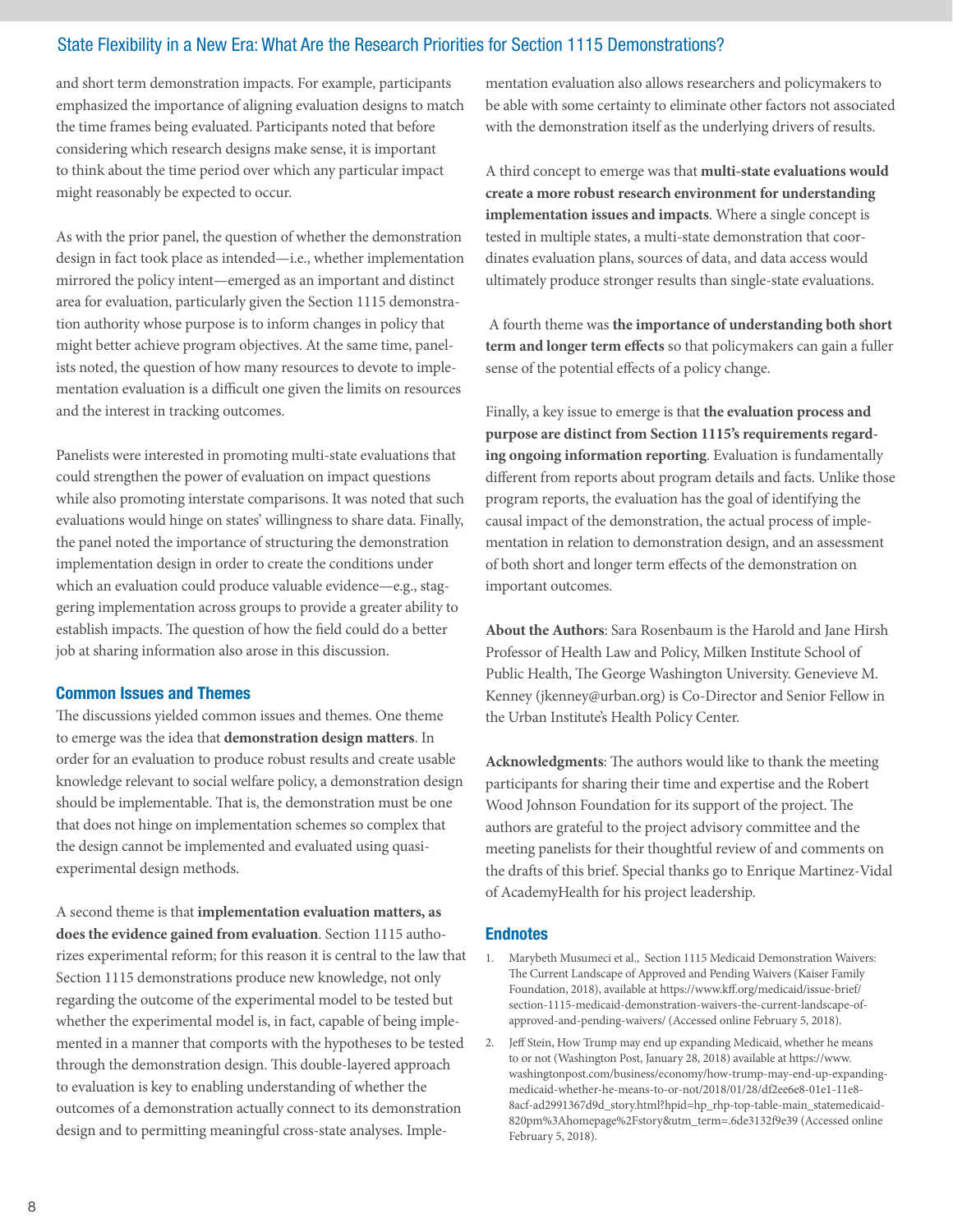and short term demonstration impacts. For example, participants emphasized the importance of aligning evaluation designs to match the time frames being evaluated. Participants noted that before considering which research designs make sense, it is important to think about the time period over which any particular impact might reasonably be expected to occur.

As with the prior panel, the question of whether the demonstration design in fact took place as intended—i.e., whether implementation mirrored the policy intent—emerged as an important and distinct area for evaluation, particularly given the Section 1115 demonstration authority whose purpose is to inform changes in policy that might better achieve program objectives. At the same time, panelists noted, the question of how many resources to devote to implementation evaluation is a difficult one given the limits on resources and the interest in tracking outcomes.

Panelists were interested in promoting multi-state evaluations that could strengthen the power of evaluation on impact questions while also promoting interstate comparisons. It was noted that such evaluations would hinge on states' willingness to share data. Finally, the panel noted the importance of structuring the demonstration implementation design in order to create the conditions under which an evaluation could produce valuable evidence—e.g., staggering implementation across groups to provide a greater ability to establish impacts. The question of how the field could do a better job at sharing information also arose in this discussion.

### Common Issues and Themes

The discussions yielded common issues and themes. One theme to emerge was the idea that **demonstration design matters**. In order for an evaluation to produce robust results and create usable knowledge relevant to social welfare policy, a demonstration design should be implementable. That is, the demonstration must be one that does not hinge on implementation schemes so complex that the design cannot be implemented and evaluated using quasi-experimental design methods.

A second theme is that **implementation evaluation matters, as does the evidence gained from evaluation**. Section 1115 authorizes experimental reform; for this reason it is central to the law that Section 1115 demonstrations produce new knowledge, not only regarding the outcome of the experimental model to be tested but whether the experimental model is, in fact, capable of being implemented in a manner that comports with the hypotheses to be tested through the demonstration design. This double-layered approach to evaluation is key to enabling understanding of whether the outcomes of a demonstration actually connect to its demonstration design and to permitting meaningful cross-state analyses. Implementation evaluation also allows researchers and policymakers to be able with some certainty to eliminate other factors not associated with the demonstration itself as the underlying drivers of results.

A third concept to emerge was that **multi-state evaluations would create a more robust research environment for understanding implementation issues and impacts**. Where a single concept is tested in multiple states, a multi-state demonstration that coordinates evaluation plans, sources of data, and data access would ultimately produce stronger results than single-state evaluations.

A fourth theme was **the importance of understanding both short term and longer term effects** so that policymakers can gain a fuller sense of the potential effects of a policy change.

Finally, a key issue to emerge is that **the evaluation process and purpose are distinct from Section 1115's requirements regarding ongoing information reporting**. Evaluation is fundamentally different from reports about program details and facts. Unlike those program reports, the evaluation has the goal of identifying the causal impact of the demonstration, the actual process of implementation in relation to demonstration design, and an assessment of both short and longer term effects of the demonstration on important outcomes.

**About the Authors**: Sara Rosenbaum is the Harold and Jane Hirsh Professor of Health Law and Policy, Milken Institute School of Public Health, The George Washington University. Genevieve M. Kenney (jkenney@urban.org) is Co-Director and Senior Fellow in the Urban Institute's Health Policy Center.

**Acknowledgments**: The authors would like to thank the meeting participants for sharing their time and expertise and the Robert Wood Johnson Foundation for its support of the project. The authors are grateful to the project advisory committee and the meeting panelists for their thoughtful review of and comments on the drafts of this brief. Special thanks go to Enrique Martinez-Vidal of AcademyHealth for his project leadership.

### Endnotes

1. Marybeth Musumeci et al., Section 1115 Medicaid Demonstration Waivers: The Current Landscape of Approved and Pending Waivers (Kaiser Family Foundation, 2018), available at https://www.kff.org/medicaid/issue-brief/section-1115-medicaid-demonstration-waivers-the-current-landscape-of-approved-and-pending-waivers/ (Accessed online February 5, 2018).
2. Jeff Stein, How Trump may end up expanding Medicaid, whether he means to or not (Washington Post, January 28, 2018) available at https://www.washingtonpost.com/business/economy/how-trump-may-end-up-expanding-medicaid-whether-he-means-to-or-not/2018/01/28/df2ee6e8-01e1-11e8-8acf-ad2991367d9d_story.html?hpid=hp_rhp-top-table-main_statemedicaid-820pm%3Ahomepage%2Fstory&utm_term=.6de3132f9e39 (Accessed online February 5, 2018).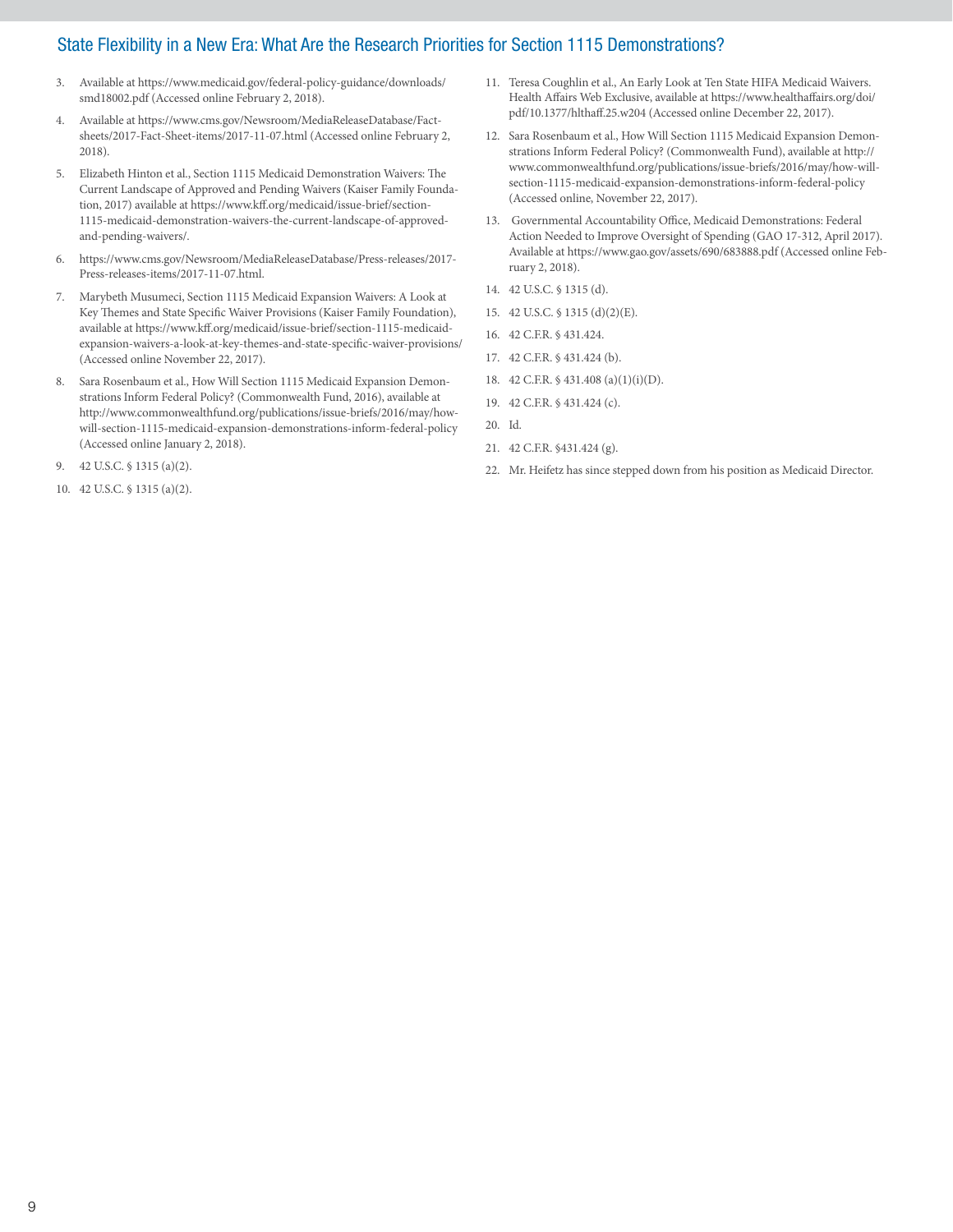3. Available at https://www.medicaid.gov/federal-policy-guidance/downloads/smd18002.pdf (Accessed online February 2, 2018).

4. Available at https://www.cms.gov/Newsroom/MediaReleaseDatabase/Fact-sheets/2017-Fact-Sheet-items/2017-11-07.html (Accessed online February 2, 2018).

5. Elizabeth Hinton et al., Section 1115 Medicaid Demonstration Waivers: The Current Landscape of Approved and Pending Waivers (Kaiser Family Foundation, 2017) available at https://www.kff.org/medicaid/issue-brief/section-1115-medicaid-demonstration-waivers-the-current-landscape-of-approved-and-pending-waivers/.

6. https://www.cms.gov/Newsroom/MediaReleaseDatabase/Press-releases/2017-Press-releases-items/2017-11-07.html.

7. Marybeth Musumeci, Section 1115 Medicaid Expansion Waivers: A Look at Key Themes and State Specific Waiver Provisions (Kaiser Family Foundation), available at https://www.kff.org/medicaid/issue-brief/section-1115-medicaid-expansion-waivers-a-look-at-key-themes-and-state-specific-waiver-provisions/ (Accessed online November 22, 2017).

8. Sara Rosenbaum et al., How Will Section 1115 Medicaid Expansion Demonstrations Inform Federal Policy? (Commonwealth Fund, 2016), available at http://www.commonwealthfund.org/publications/issue-briefs/2016/may/how-will-section-1115-medicaid-expansion-demonstrations-inform-federal-policy (Accessed online January 2, 2018).

9. 42 U.S.C. § 1315 (a)(2).

10. 42 U.S.C. § 1315 (a)(2).

11. Teresa Coughlin et al., An Early Look at Ten State HIFA Medicaid Waivers. Health Affairs Web Exclusive, available at https://www.healthaffairs.org/doi/pdf/10.1377/hlthaff.25.w204 (Accessed online December 22, 2017).

12. Sara Rosenbaum et al., How Will Section 1115 Medicaid Expansion Demonstrations Inform Federal Policy? (Commonwealth Fund), available at http://www.commonwealthfund.org/publications/issue-briefs/2016/may/how-will-section-1115-medicaid-expansion-demonstrations-inform-federal-policy (Accessed online, November 22, 2017).

13. Governmental Accountability Office, Medicaid Demonstrations: Federal Action Needed to Improve Oversight of Spending (GAO 17-312, April 2017). Available at https://www.gao.gov/assets/690/683888.pdf (Accessed online February 2, 2018).

14. 42 U.S.C. § 1315 (d).

15. 42 U.S.C. § 1315 (d)(2)(E).

16. 42 C.F.R. § 431.424.

17. 42 C.F.R. § 431.424 (b).

18. 42 C.F.R. § 431.408 (a)(1)(i)(D).

19. 42 C.F.R. § 431.424 (c).

20. Id.

21. 42 C.F.R. §431.424 (g).

22. Mr. Heifetz has since stepped down from his position as Medicaid Director.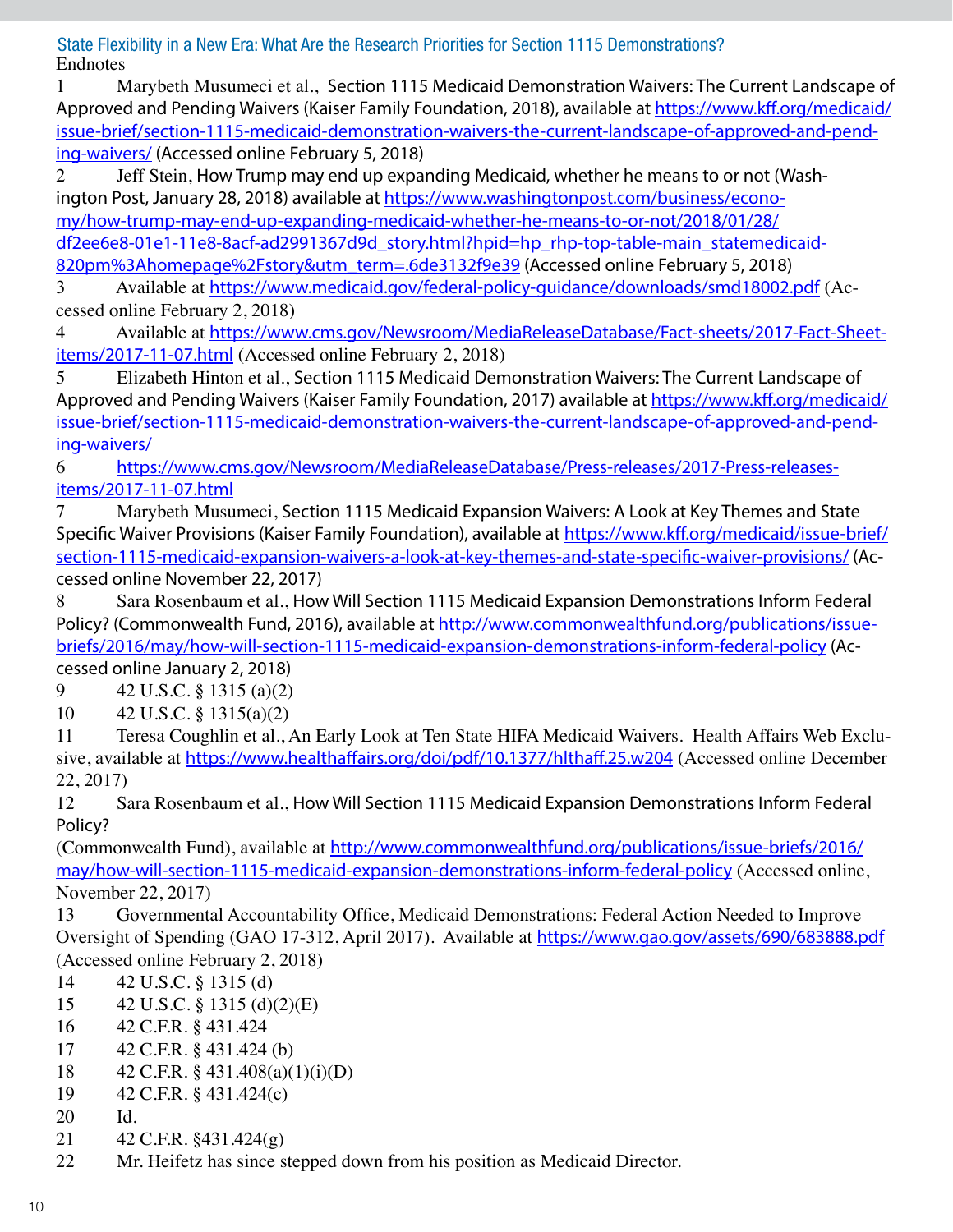## Endnotes

1 Marybeth Musumeci et al., Section 1115 Medicaid Demonstration Waivers: The Current Landscape of Approved and Pending Waivers (Kaiser Family Foundation, 2018), available at https://www.kff.org/medicaid/issue-brief/section-1115-medicaid-demonstration-waivers-the-current-landscape-of-approved-and-pending-waivers/ (Accessed online February 5, 2018)

2 Jeff Stein, How Trump may end up expanding Medicaid, whether he means to or not (Washington Post, January 28, 2018) available at https://www.washingtonpost.com/business/economy/how-trump-may-end-up-expanding-medicaid-whether-he-means-to-or-not/2018/01/28/df2ee6e8-01e1-11e8-8acf-ad2991367d9d_story.html?hpid=hp_rhp-top-table-main_statemedicaid-820pm%3Ahomepage%2Fstory&utm_term=.6de3132f9e39 (Accessed online February 5, 2018)

3 Available at https://www.medicaid.gov/federal-policy-guidance/downloads/smd18002.pdf (Accessed online February 2, 2018)

4 Available at https://www.cms.gov/Newsroom/MediaReleaseDatabase/Fact-sheets/2017-Fact-Sheet-items/2017-11-07.html (Accessed online February 2, 2018)

5 Elizabeth Hinton et al., Section 1115 Medicaid Demonstration Waivers: The Current Landscape of Approved and Pending Waivers (Kaiser Family Foundation, 2017) available at https://www.kff.org/medicaid/issue-brief/section-1115-medicaid-demonstration-waivers-the-current-landscape-of-approved-and-pending-waivers/

6 https://www.cms.gov/Newsroom/MediaReleaseDatabase/Press-releases/2017-Press-releases-items/2017-11-07.html

7 Marybeth Musumeci, Section 1115 Medicaid Expansion Waivers: A Look at Key Themes and State Specific Waiver Provisions (Kaiser Family Foundation), available at https://www.kff.org/medicaid/issue-brief/section-1115-medicaid-expansion-waivers-a-look-at-key-themes-and-state-specific-waiver-provisions/ (Accessed online November 22, 2017)

8 Sara Rosenbaum et al., How Will Section 1115 Medicaid Expansion Demonstrations Inform Federal Policy? (Commonwealth Fund, 2016), available at http://www.commonwealthfund.org/publications/issue-briefs/2016/may/how-will-section-1115-medicaid-expansion-demonstrations-inform-federal-policy (Accessed online January 2, 2018)

9 42 U.S.C. § 1315 (a)(2)

10 42 U.S.C. § 1315(a)(2)

11 Teresa Coughlin et al., An Early Look at Ten State HIFA Medicaid Waivers. Health Affairs Web Exclusive, available at https://www.healthaffairs.org/doi/pdf/10.1377/hlthaff.25.w204 (Accessed online December 22, 2017)

12 Sara Rosenbaum et al., How Will Section 1115 Medicaid Expansion Demonstrations Inform Federal Policy? (Commonwealth Fund), available at http://www.commonwealthfund.org/publications/issue-briefs/2016/may/how-will-section-1115-medicaid-expansion-demonstrations-inform-federal-policy (Accessed online, November 22, 2017)

13 Governmental Accountability Office, Medicaid Demonstrations: Federal Action Needed to Improve Oversight of Spending (GAO 17-312, April 2017). Available at https://www.gao.gov/assets/690/683888.pdf (Accessed online February 2, 2018)

14 42 U.S.C. § 1315 (d)

15 42 U.S.C. § 1315 (d)(2)(E)

16 42 C.F.R. § 431.424

17 42 C.F.R. § 431.424 (b)

18 42 C.F.R. § 431.408(a)(1)(i)(D)

19 42 C.F.R. § 431.424(c)

20 Id.

21 42 C.F.R. §431.424(g)

22 Mr. Heifetz has since stepped down from his position as Medicaid Director.